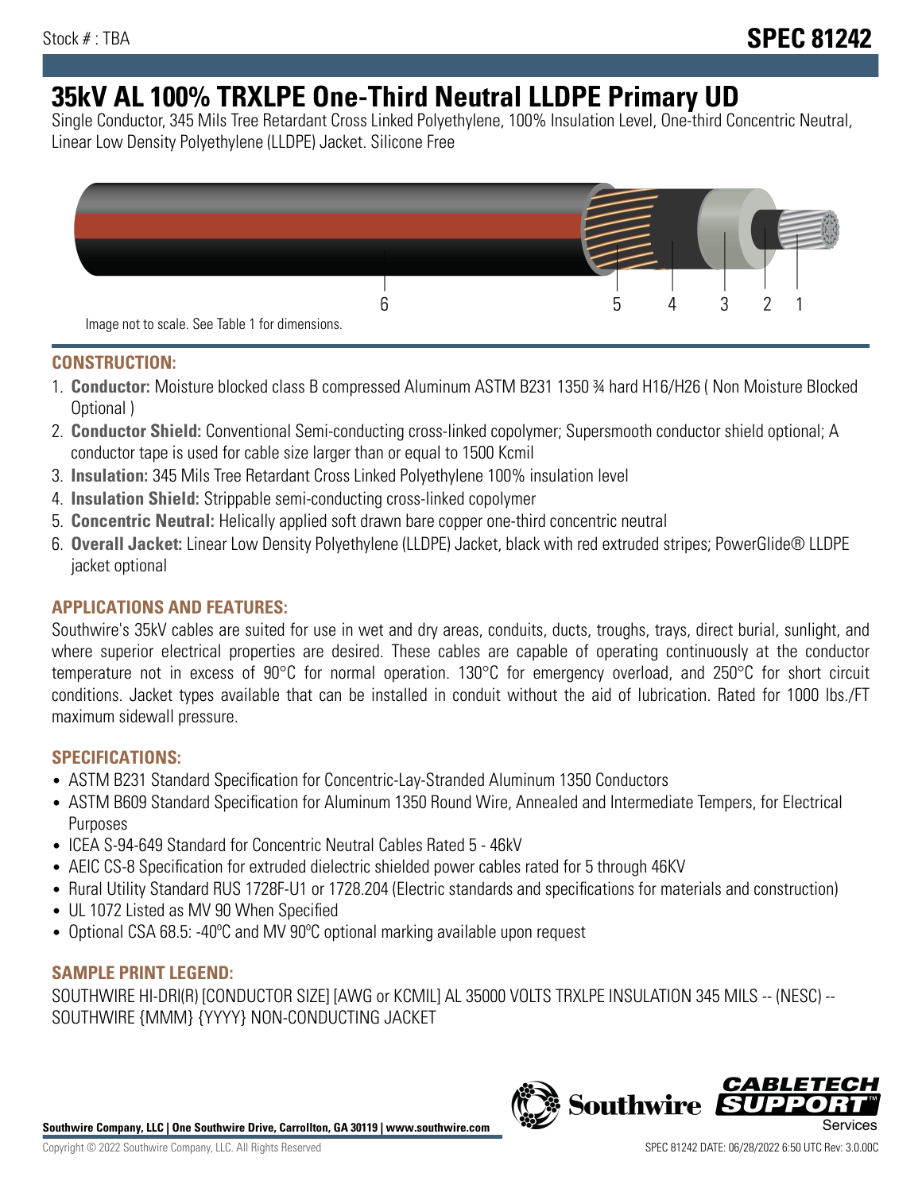Stock # : TBA

**SPEC 81242**

# 35kV AL 100% TRXLPE One-Third Neutral LLDPE Primary UD

Single Conductor, 345 Mils Tree Retardant Cross Linked Polyethylene, 100% Insulation Level, One-third Concentric Neutral, Linear Low Density Polyethylene (LLDPE) Jacket. Silicone Free

6 5 4 3 2 1

Image not to scale. See Table 1 for dimensions.

## CONSTRUCTION:

1. **Conductor:** Moisture blocked class B compressed Aluminum ASTM B231 1350 ¾ hard H16/H26 ( Non Moisture Blocked Optional )
2. **Conductor Shield:** Conventional Semi-conducting cross-linked copolymer; Supersmooth conductor shield optional; A conductor tape is used for cable size larger than or equal to 1500 Kcmil
3. **Insulation:** 345 Mils Tree Retardant Cross Linked Polyethylene 100% insulation level
4. **Insulation Shield:** Strippable semi-conducting cross-linked copolymer
5. **Concentric Neutral:** Helically applied soft drawn bare copper one-third concentric neutral
6. **Overall Jacket:** Linear Low Density Polyethylene (LLDPE) Jacket, black with red extruded stripes; PowerGlide® LLDPE jacket optional

## APPLICATIONS AND FEATURES:

Southwire's 35kV cables are suited for use in wet and dry areas, conduits, ducts, troughs, trays, direct burial, sunlight, and where superior electrical properties are desired. These cables are capable of operating continuously at the conductor temperature not in excess of 90°C for normal operation. 130°C for emergency overload, and 250°C for short circuit conditions. Jacket types available that can be installed in conduit without the aid of lubrication. Rated for 1000 lbs./FT maximum sidewall pressure.

## SPECIFICATIONS:

- ASTM B231 Standard Specification for Concentric-Lay-Stranded Aluminum 1350 Conductors
- ASTM B609 Standard Specification for Aluminum 1350 Round Wire, Annealed and Intermediate Tempers, for Electrical Purposes
- ICEA S-94-649 Standard for Concentric Neutral Cables Rated 5 - 46kV
- AEIC CS-8 Specification for extruded dielectric shielded power cables rated for 5 through 46KV
- Rural Utility Standard RUS 1728F-U1 or 1728.204 (Electric standards and specifications for materials and construction)
- UL 1072 Listed as MV 90 When Specified
- Optional CSA 68.5: -40ºC and MV 90ºC optional marking available upon request

## SAMPLE PRINT LEGEND:

SOUTHWIRE HI-DRI(R) [CONDUCTOR SIZE] [AWG or KCMIL] AL 35000 VOLTS TRXLPE INSULATION 345 MILS -- (NESC) -- SOUTHWIRE {MMM} {YYYY} NON-CONDUCTING JACKET

**Southwire Company, LLC | One Southwire Drive, Carrollton, GA 30119 | www.southwire.com**

Copyright © 2022 Southwire Company, LLC. All Rights Reserved

SPEC 81242 DATE: 06/28/2022 6:50 UTC Rev: 3.0.00C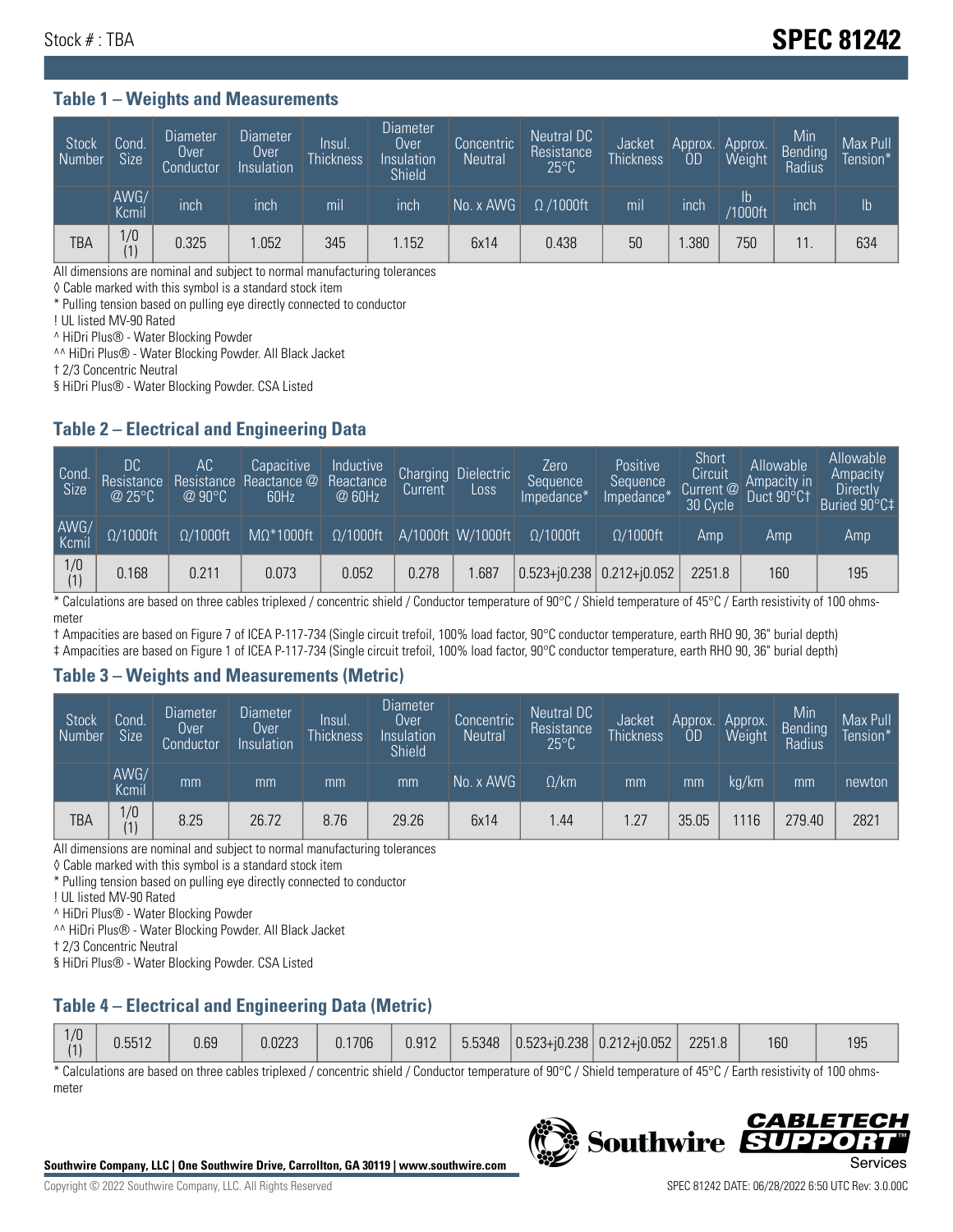Stock # : TBA

# SPEC 81242

## Table 1 – Weights and Measurements

| Stock Number | Cond. Size | Diameter Over Conductor | Diameter Over Insulation | Insul. Thickness | Diameter Over Insulation Shield | Concentric Neutral | Neutral DC Resistance 25°C | Jacket Thickness | Approx. OD | Approx. Weight | Min Bending Radius | Max Pull Tension* |
|---|---|---|---|---|---|---|---|---|---|---|---|---|
| | AWG/ Kcmil | inch | inch | mil | inch | No. x AWG | Ω /1000ft | mil | inch | lb /1000ft | inch | lb |
| TBA | 1/0 (1) | 0.325 | 1.052 | 345 | 1.152 | 6x14 | 0.438 | 50 | 1.380 | 750 | 11. | 634 |

All dimensions are nominal and subject to normal manufacturing tolerances

◊ Cable marked with this symbol is a standard stock item

* Pulling tension based on pulling eye directly connected to conductor

! UL listed MV-90 Rated

^ HiDri Plus® - Water Blocking Powder

^^ HiDri Plus® - Water Blocking Powder. All Black Jacket

† 2/3 Concentric Neutral

§ HiDri Plus® - Water Blocking Powder. CSA Listed

## Table 2 – Electrical and Engineering Data

| Cond. Size | DC Resistance @ 25°C | AC Resistance @ 90°C | Capacitive Reactance @ 60Hz | Inductive Reactance @ 60Hz | Charging Current | Dielectric Loss | Zero Sequence Impedance* | Positive Sequence Impedance* | Short Circuit Current @ 30 Cycle | Allowable Ampacity in Duct 90°C† | Allowable Ampacity Directly Buried 90°C‡ |
|---|---|---|---|---|---|---|---|---|---|---|---|
| AWG/ Kcmil | Ω/1000ft | Ω/1000ft | MΩ*1000ft | Ω/1000ft | A/1000ft | W/1000ft | Ω/1000ft | Ω/1000ft | Amp | Amp | Amp |
| 1/0 (1) | 0.168 | 0.211 | 0.073 | 0.052 | 0.278 | 1.687 | 0.523+j0.238 | 0.212+j0.052 | 2251.8 | 160 | 195 |

* Calculations are based on three cables triplexed / concentric shield / Conductor temperature of 90°C / Shield temperature of 45°C / Earth resistivity of 100 ohms-meter

† Ampacities are based on Figure 7 of ICEA P-117-734 (Single circuit trefoil, 100% load factor, 90°C conductor temperature, earth RHO 90, 36" burial depth)

‡ Ampacities are based on Figure 1 of ICEA P-117-734 (Single circuit trefoil, 100% load factor, 90°C conductor temperature, earth RHO 90, 36" burial depth)

## Table 3 – Weights and Measurements (Metric)

| Stock Number | Cond. Size | Diameter Over Conductor | Diameter Over Insulation | Insul. Thickness | Diameter Over Insulation Shield | Concentric Neutral | Neutral DC Resistance 25°C | Jacket Thickness | Approx. OD | Approx. Weight | Min Bending Radius | Max Pull Tension* |
|---|---|---|---|---|---|---|---|---|---|---|---|---|
| | AWG/ Kcmil | mm | mm | mm | mm | No. x AWG | Ω/km | mm | mm | kg/km | mm | newton |
| TBA | 1/0 (1) | 8.25 | 26.72 | 8.76 | 29.26 | 6x14 | 1.44 | 1.27 | 35.05 | 1116 | 279.40 | 2821 |

All dimensions are nominal and subject to normal manufacturing tolerances

◊ Cable marked with this symbol is a standard stock item

* Pulling tension based on pulling eye directly connected to conductor

! UL listed MV-90 Rated

^ HiDri Plus® - Water Blocking Powder

^^ HiDri Plus® - Water Blocking Powder. All Black Jacket

† 2/3 Concentric Neutral

§ HiDri Plus® - Water Blocking Powder. CSA Listed

## Table 4 – Electrical and Engineering Data (Metric)

| | | | | | | | | | | | |
|---|---|---|---|---|---|---|---|---|---|---|---|
| 1/0 (1) | 0.5512 | 0.69 | 0.0223 | 0.1706 | 0.912 | 5.5348 | 0.523+j0.238 | 0.212+j0.052 | 2251.8 | 160 | 195 |

* Calculations are based on three cables triplexed / concentric shield / Conductor temperature of 90°C / Shield temperature of 45°C / Earth resistivity of 100 ohms-meter

**Southwire Company, LLC | One Southwire Drive, Carrollton, GA 30119 | www.southwire.com**

Copyright © 2022 Southwire Company, LLC. All Rights Reserved

SPEC 81242 DATE: 06/28/2022 6:50 UTC Rev: 3.0.00C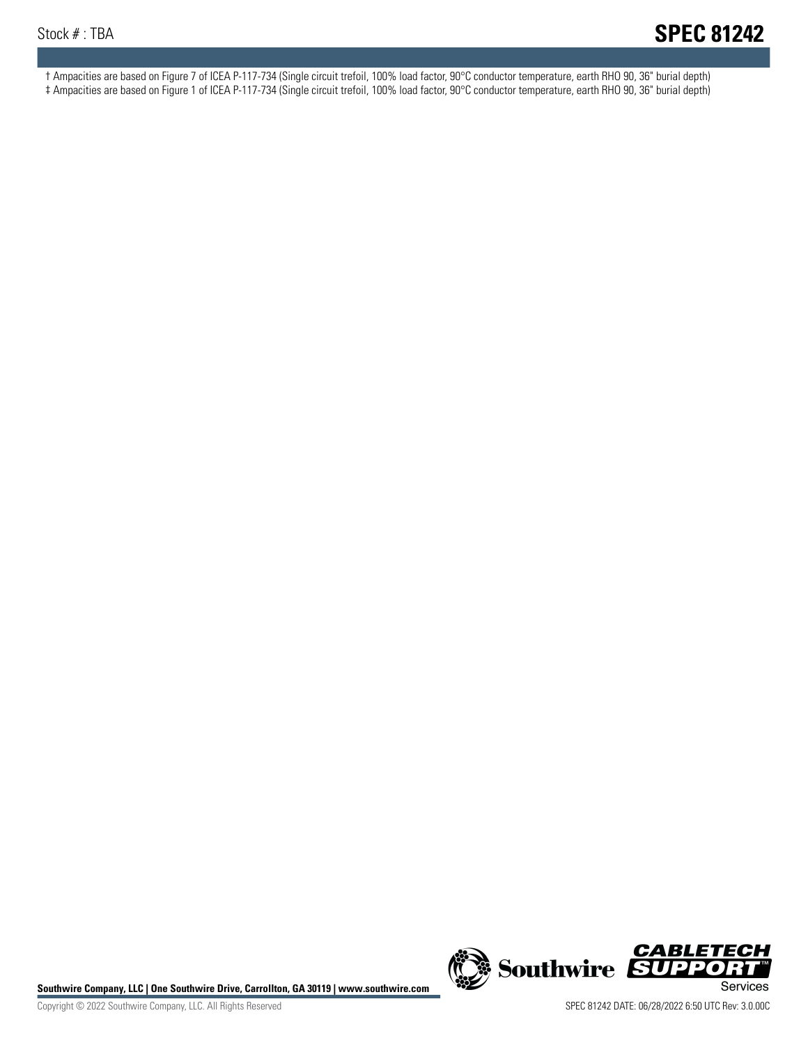† Ampacities are based on Figure 7 of ICEA P-117-734 (Single circuit trefoil, 100% load factor, 90°C conductor temperature, earth RHO 90, 36" burial depth)

‡ Ampacities are based on Figure 1 of ICEA P-117-734 (Single circuit trefoil, 100% load factor, 90°C conductor temperature, earth RHO 90, 36" burial depth)